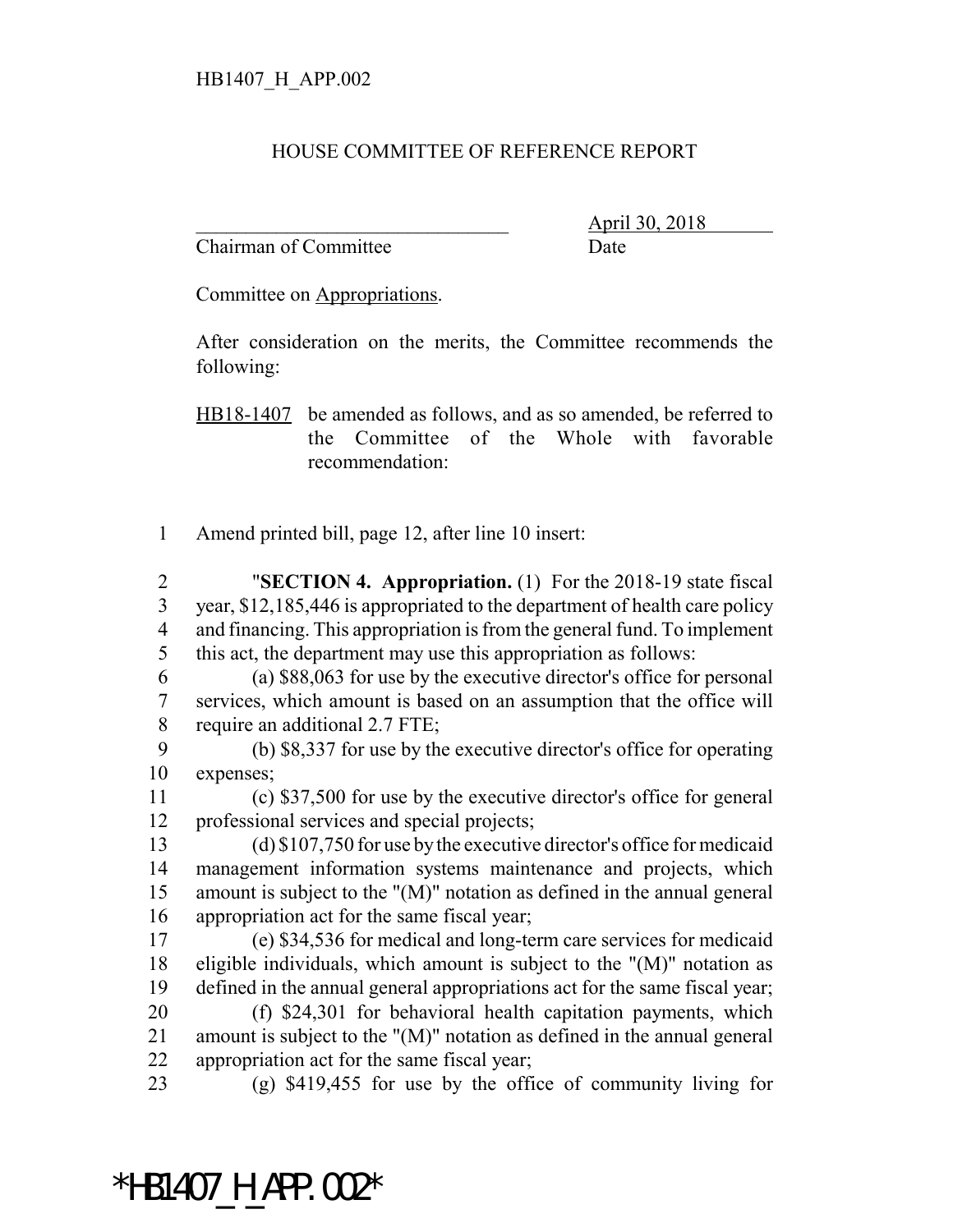HB1407_H_APP.002

HOUSE COMMITTEE OF REFERENCE REPORT

________________________________ April 30, 2018
Chairman of Committee Date

Committee on Appropriations.

After consideration on the merits, the Committee recommends the following:

HB18-1407 be amended as follows, and as so amended, be referred to the Committee of the Whole with favorable recommendation:

1 Amend printed bill, page 12, after line 10 insert:

2 "**SECTION 4. Appropriation.** (1) For the 2018-19 state fiscal
3 year, $12,185,446 is appropriated to the department of health care policy
4 and financing. This appropriation is from the general fund. To implement
5 this act, the department may use this appropriation as follows:
6 (a) $88,063 for use by the executive director's office for personal
7 services, which amount is based on an assumption that the office will
8 require an additional 2.7 FTE;
9 (b) $8,337 for use by the executive director's office for operating
10 expenses;
11 (c) $37,500 for use by the executive director's office for general
12 professional services and special projects;
13 (d) $107,750 for use by the executive director's office for medicaid
14 management information systems maintenance and projects, which
15 amount is subject to the "(M)" notation as defined in the annual general
16 appropriation act for the same fiscal year;
17 (e) $34,536 for medical and long-term care services for medicaid
18 eligible individuals, which amount is subject to the "(M)" notation as
19 defined in the annual general appropriations act for the same fiscal year;
20 (f) $24,301 for behavioral health capitation payments, which
21 amount is subject to the "(M)" notation as defined in the annual general
22 appropriation act for the same fiscal year;
23 (g) $419,455 for use by the office of community living for

*HB1407_H_APP.002*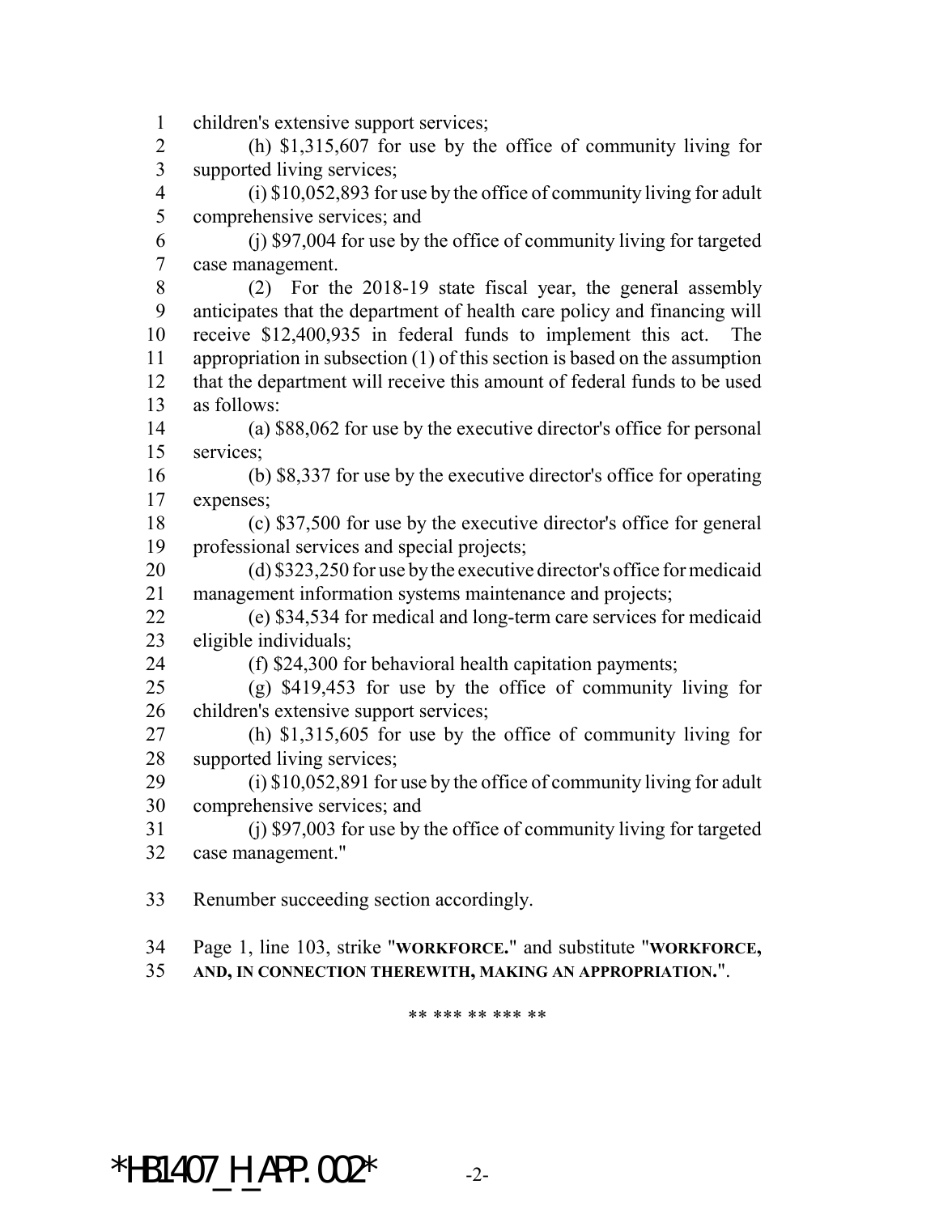children's extensive support services;

(h) $1,315,607 for use by the office of community living for supported living services;

(i) $10,052,893 for use by the office of community living for adult comprehensive services; and

(j) $97,004 for use by the office of community living for targeted case management.

(2) For the 2018-19 state fiscal year, the general assembly anticipates that the department of health care policy and financing will receive $12,400,935 in federal funds to implement this act. The appropriation in subsection (1) of this section is based on the assumption that the department will receive this amount of federal funds to be used as follows:

(a) $88,062 for use by the executive director's office for personal services;

(b) $8,337 for use by the executive director's office for operating expenses;

(c) $37,500 for use by the executive director's office for general professional services and special projects;

(d) $323,250 for use by the executive director's office for medicaid management information systems maintenance and projects;

(e) $34,534 for medical and long-term care services for medicaid eligible individuals;

(f) $24,300 for behavioral health capitation payments;

(g) $419,453 for use by the office of community living for children's extensive support services;

(h) $1,315,605 for use by the office of community living for supported living services;

(i) $10,052,891 for use by the office of community living for adult comprehensive services; and

(j) $97,003 for use by the office of community living for targeted case management."

Renumber succeeding section accordingly.

Page 1, line 103, strike "**WORKFORCE.**" and substitute "**WORKFORCE, AND, IN CONNECTION THEREWITH, MAKING AN APPROPRIATION.**".

** *** ** *** **

*HB1407_H_APP.002*